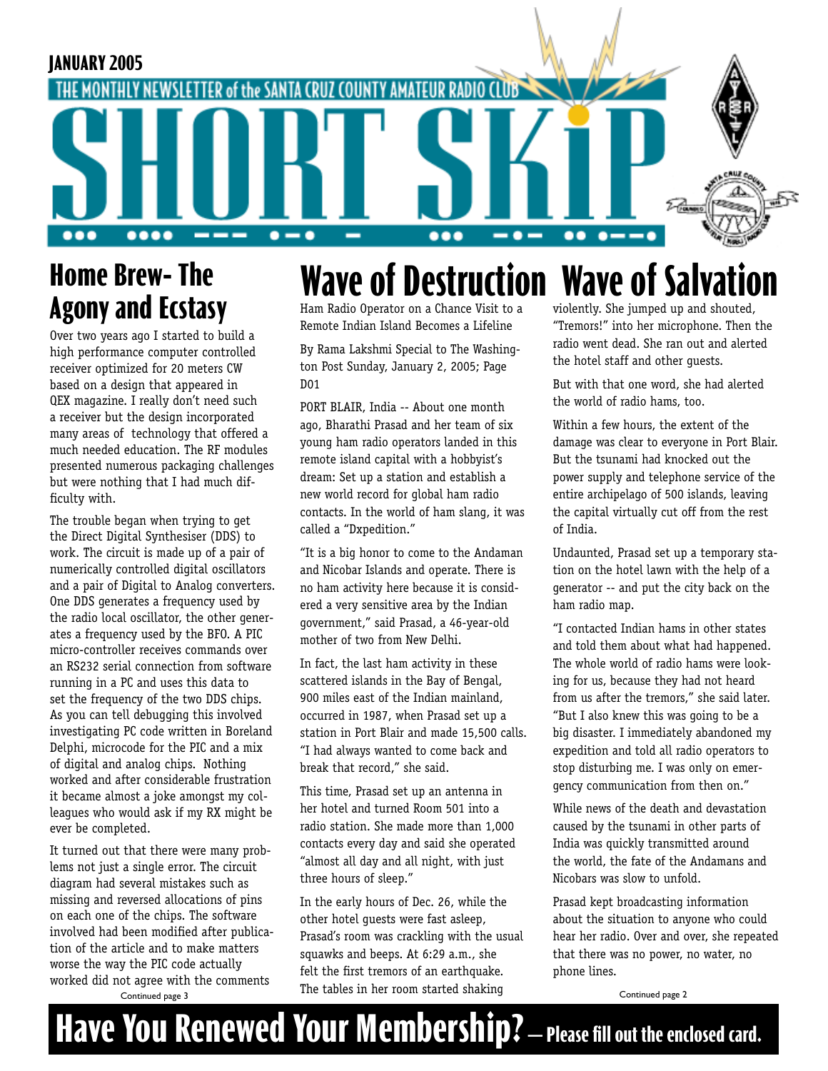JANUARY 2005

THE MONTHLY NEWSLETTER of the SANTA CRUZ COUNTY AMATEUR RADIO CLUB

# SHORT SKiP

## Home Brew- The Agony and Ecstasy

Over two years ago I started to build a high performance computer controlled receiver optimized for 20 meters CW based on a design that appeared in QEX magazine. I really don't need such a receiver but the design incorporated many areas of technology that offered a much needed education. The RF modules presented numerous packaging challenges but were nothing that I had much difficulty with.

The trouble began when trying to get the Direct Digital Synthesiser (DDS) to work. The circuit is made up of a pair of numerically controlled digital oscillators and a pair of Digital to Analog converters. One DDS generates a frequency used by the radio local oscillator, the other generates a frequency used by the BFO. A PIC micro-controller receives commands over an RS232 serial connection from software running in a PC and uses this data to set the frequency of the two DDS chips. As you can tell debugging this involved investigating PC code written in Boreland Delphi, microcode for the PIC and a mix of digital and analog chips. Nothing worked and after considerable frustration it became almost a joke amongst my colleagues who would ask if my RX might be ever be completed.

It turned out that there were many problems not just a single error. The circuit diagram had several mistakes such as missing and reversed allocations of pins on each one of the chips. The software involved had been modified after publication of the article and to make matters worse the way the PIC code actually worked did not agree with the comments

Continued page 3

# Wave of Destruction Wave of Salvation

Ham Radio Operator on a Chance Visit to a Remote Indian Island Becomes a Lifeline

By Rama Lakshmi Special to The Washington Post Sunday, January 2, 2005; Page D01

PORT BLAIR, India -- About one month ago, Bharathi Prasad and her team of six young ham radio operators landed in this remote island capital with a hobbyist's dream: Set up a station and establish a new world record for global ham radio contacts. In the world of ham slang, it was called a "Dxpedition."

"It is a big honor to come to the Andaman and Nicobar Islands and operate. There is no ham activity here because it is considered a very sensitive area by the Indian government," said Prasad, a 46-year-old mother of two from New Delhi.

In fact, the last ham activity in these scattered islands in the Bay of Bengal, 900 miles east of the Indian mainland, occurred in 1987, when Prasad set up a station in Port Blair and made 15,500 calls. "I had always wanted to come back and break that record," she said.

This time, Prasad set up an antenna in her hotel and turned Room 501 into a radio station. She made more than 1,000 contacts every day and said she operated "almost all day and all night, with just three hours of sleep."

In the early hours of Dec. 26, while the other hotel guests were fast asleep, Prasad's room was crackling with the usual squawks and beeps. At 6:29 a.m., she felt the first tremors of an earthquake. The tables in her room started shaking violently. She jumped up and shouted, "Tremors!" into her microphone. Then the radio went dead. She ran out and alerted the hotel staff and other guests.

But with that one word, she had alerted the world of radio hams, too.

Within a few hours, the extent of the damage was clear to everyone in Port Blair. But the tsunami had knocked out the power supply and telephone service of the entire archipelago of 500 islands, leaving the capital virtually cut off from the rest of India.

Undaunted, Prasad set up a temporary station on the hotel lawn with the help of a generator -- and put the city back on the ham radio map.

"I contacted Indian hams in other states and told them about what had happened. The whole world of radio hams were looking for us, because they had not heard from us after the tremors," she said later. "But I also knew this was going to be a big disaster. I immediately abandoned my expedition and told all radio operators to stop disturbing me. I was only on emergency communication from then on."

While news of the death and devastation caused by the tsunami in other parts of India was quickly transmitted around the world, the fate of the Andamans and Nicobars was slow to unfold.

Prasad kept broadcasting information about the situation to anyone who could hear her radio. Over and over, she repeated that there was no power, no water, no phone lines.

Continued page 2

**Have You Renewed Your Membership? — Please fill out the enclosed card.**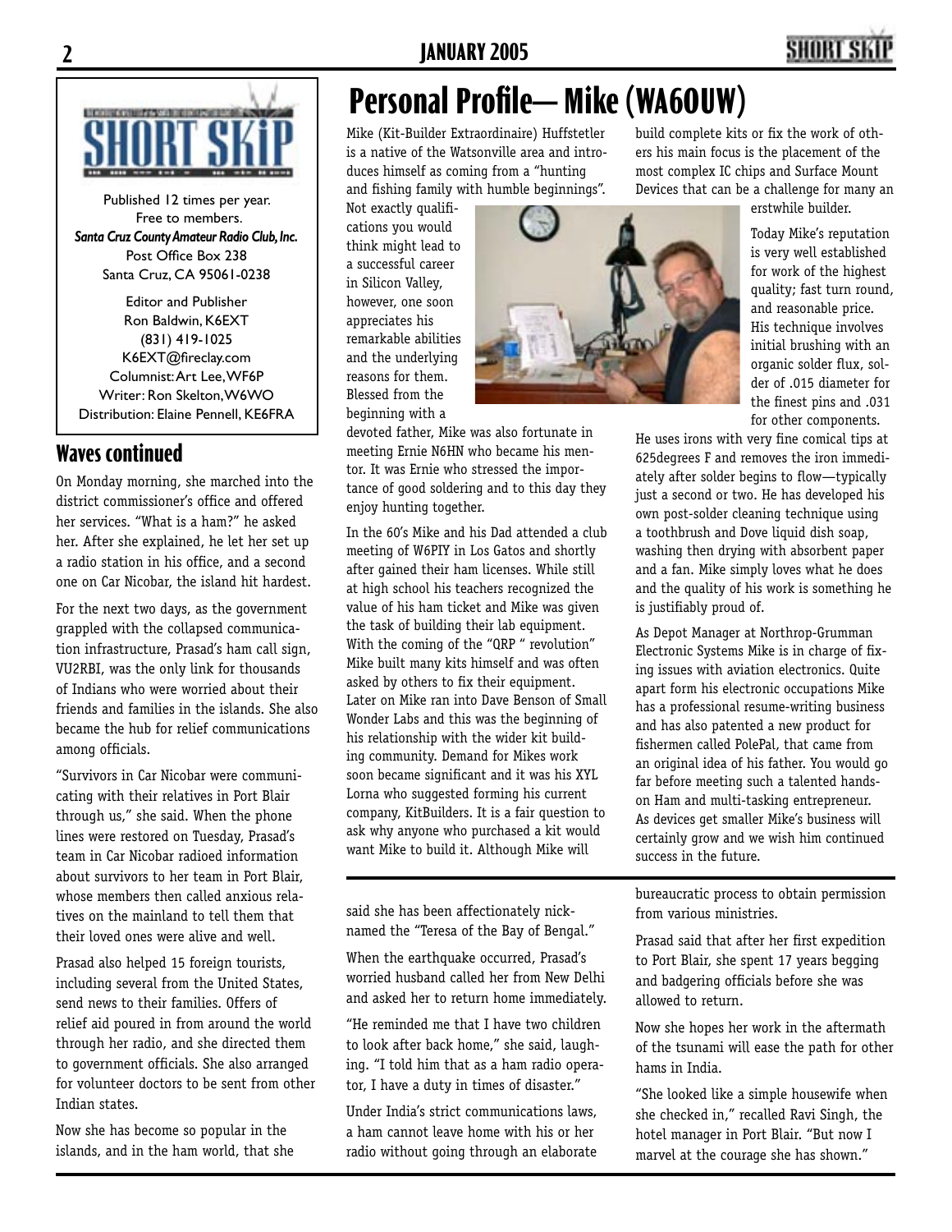Published 12 times per year.
Free to members.
***Santa Cruz County Amateur Radio Club, Inc.***
Post Office Box 238
Santa Cruz, CA 95061-0238

Editor and Publisher
Ron Baldwin, K6EXT
(831) 419-1025
K6EXT@fireclay.com
Columnist: Art Lee, WF6P
Writer: Ron Skelton, W6WO
Distribution: Elaine Pennell, KE6FRA

## Waves continued

On Monday morning, she marched into the district commissioner's office and offered her services. "What is a ham?" he asked her. After she explained, he let her set up a radio station in his office, and a second one on Car Nicobar, the island hit hardest.

For the next two days, as the government grappled with the collapsed communication infrastructure, Prasad's ham call sign, VU2RBI, was the only link for thousands of Indians who were worried about their friends and families in the islands. She also became the hub for relief communications among officials.

"Survivors in Car Nicobar were communicating with their relatives in Port Blair through us," she said. When the phone lines were restored on Tuesday, Prasad's team in Car Nicobar radioed information about survivors to her team in Port Blair, whose members then called anxious relatives on the mainland to tell them that their loved ones were alive and well.

Prasad also helped 15 foreign tourists, including several from the United States, send news to their families. Offers of relief aid poured in from around the world through her radio, and she directed them to government officials. She also arranged for volunteer doctors to be sent from other Indian states.

Now she has become so popular in the islands, and in the ham world, that she said she has been affectionately nicknamed the "Teresa of the Bay of Bengal."

When the earthquake occurred, Prasad's worried husband called her from New Delhi and asked her to return home immediately.

"He reminded me that I have two children to look after back home," she said, laughing. "I told him that as a ham radio operator, I have a duty in times of disaster."

Under India's strict communications laws, a ham cannot leave home with his or her radio without going through an elaborate bureaucratic process to obtain permission from various ministries.

Prasad said that after her first expedition to Port Blair, she spent 17 years begging and badgering officials before she was allowed to return.

Now she hopes her work in the aftermath of the tsunami will ease the path for other hams in India.

"She looked like a simple housewife when she checked in," recalled Ravi Singh, the hotel manager in Port Blair. "But now I marvel at the courage she has shown."

# Personal Profile— Mike (WA6OUW)

Mike (Kit-Builder Extraordinaire) Huffstetler is a native of the Watsonville area and introduces himself as coming from a "hunting and fishing family with humble beginnings". Not exactly qualifications you would think might lead to a successful career in Silicon Valley, however, one soon appreciates his remarkable abilities and the underlying reasons for them. Blessed from the beginning with a devoted father, Mike was also fortunate in meeting Ernie N6HN who became his mentor. It was Ernie who stressed the importance of good soldering and to this day they enjoy hunting together.

In the 60's Mike and his Dad attended a club meeting of W6PIY in Los Gatos and shortly after gained their ham licenses. While still at high school his teachers recognized the value of his ham ticket and Mike was given the task of building their lab equipment. With the coming of the "QRP " revolution" Mike built many kits himself and was often asked by others to fix their equipment. Later on Mike ran into Dave Benson of Small Wonder Labs and this was the beginning of his relationship with the wider kit building community. Demand for Mikes work soon became significant and it was his XYL Lorna who suggested forming his current company, KitBuilders. It is a fair question to ask why anyone who purchased a kit would want Mike to build it. Although Mike will build complete kits or fix the work of others his main focus is the placement of the most complex IC chips and Surface Mount Devices that can be a challenge for many an erstwhile builder.

Today Mike's reputation is very well established for work of the highest quality; fast turn round, and reasonable price. His technique involves initial brushing with an organic solder flux, solder of .015 diameter for the finest pins and .031 for other components. He uses irons with very fine comical tips at 625degrees F and removes the iron immediately after solder begins to flow—typically just a second or two. He has developed his own post-solder cleaning technique using a toothbrush and Dove liquid dish soap, washing then drying with absorbent paper and a fan. Mike simply loves what he does and the quality of his work is something he is justifiably proud of.

As Depot Manager at Northrop-Grumman Electronic Systems Mike is in charge of fixing issues with aviation electronics. Quite apart form his electronic occupations Mike has a professional resume-writing business and has also patented a new product for fishermen called PolePal, that came from an original idea of his father. You would go far before meeting such a talented hands-on Ham and multi-tasking entrepreneur. As devices get smaller Mike's business will certainly grow and we wish him continued success in the future.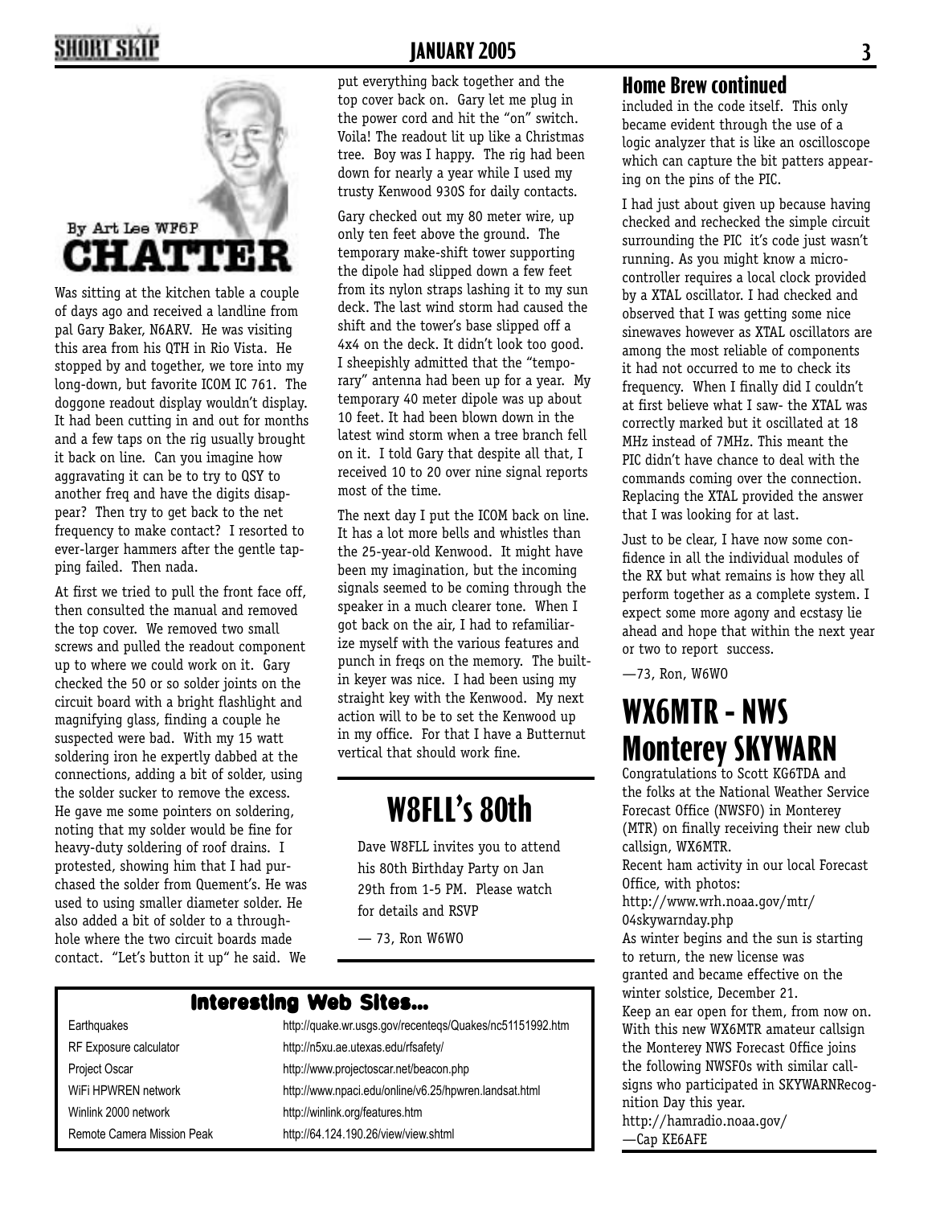By Art Lee WF6P

# CHATTER

Was sitting at the kitchen table a couple of days ago and received a landline from pal Gary Baker, N6ARV. He was visiting this area from his QTH in Rio Vista. He stopped by and together, we tore into my long-down, but favorite ICOM IC 761. The doggone readout display wouldn't display. It had been cutting in and out for months and a few taps on the rig usually brought it back on line. Can you imagine how aggravating it can be to try to QSY to another freq and have the digits disappear? Then try to get back to the net frequency to make contact? I resorted to ever-larger hammers after the gentle tapping failed. Then nada.

At first we tried to pull the front face off, then consulted the manual and removed the top cover. We removed two small screws and pulled the readout component up to where we could work on it. Gary checked the 50 or so solder joints on the circuit board with a bright flashlight and magnifying glass, finding a couple he suspected were bad. With my 15 watt soldering iron he expertly dabbed at the connections, adding a bit of solder, using the solder sucker to remove the excess. He gave me some pointers on soldering, noting that my solder would be fine for heavy-duty soldering of roof drains. I protested, showing him that I had purchased the solder from Quement's. He was used to using smaller diameter solder. He also added a bit of solder to a through-hole where the two circuit boards made contact. "Let's button it up" he said. We put everything back together and the top cover back on. Gary let me plug in the power cord and hit the "on" switch. Voila! The readout lit up like a Christmas tree. Boy was I happy. The rig had been down for nearly a year while I used my trusty Kenwood 930S for daily contacts.

Gary checked out my 80 meter wire, up only ten feet above the ground. The temporary make-shift tower supporting the dipole had slipped down a few feet from its nylon straps lashing it to my sun deck. The last wind storm had caused the shift and the tower's base slipped off a 4x4 on the deck. It didn't look too good. I sheepishly admitted that the "temporary" antenna had been up for a year. My temporary 40 meter dipole was up about 10 feet. It had been blown down in the latest wind storm when a tree branch fell on it. I told Gary that despite all that, I received 10 to 20 over nine signal reports most of the time.

The next day I put the ICOM back on line. It has a lot more bells and whistles than the 25-year-old Kenwood. It might have been my imagination, but the incoming signals seemed to be coming through the speaker in a much clearer tone. When I got back on the air, I had to refamiliarize myself with the various features and punch in freqs on the memory. The built-in keyer was nice. I had been using my straight key with the Kenwood. My next action will to be to set the Kenwood up in my office. For that I have a Butternut vertical that should work fine.

# W8FLL's 80th

Dave W8FLL invites you to attend his 80th Birthday Party on Jan 29th from 1-5 PM. Please watch for details and RSVP

— 73, Ron W6WO

## Home Brew continued

included in the code itself. This only became evident through the use of a logic analyzer that is like an oscilloscope which can capture the bit patters appearing on the pins of the PIC.

I had just about given up because having checked and rechecked the simple circuit surrounding the PIC it's code just wasn't running. As you might know a micro-controller requires a local clock provided by a XTAL oscillator. I had checked and observed that I was getting some nice sinewaves however as XTAL oscillators are among the most reliable of components it had not occurred to me to check its frequency. When I finally did I couldn't at first believe what I saw- the XTAL was correctly marked but it oscillated at 18 MHz instead of 7MHz. This meant the PIC didn't have chance to deal with the commands coming over the connection. Replacing the XTAL provided the answer that I was looking for at last.

Just to be clear, I have now some confidence in all the individual modules of the RX but what remains is how they all perform together as a complete system. I expect some more agony and ecstasy lie ahead and hope that within the next year or two to report success.

—73, Ron, W6WO

# WX6MTR - NWS Monterey SKYWARN

Congratulations to Scott KG6TDA and the folks at the National Weather Service Forecast Office (NWSFO) in Monterey (MTR) on finally receiving their new club callsign, WX6MTR.

Recent ham activity in our local Forecast Office, with photos:
http://www.wrh.noaa.gov/mtr/04skywarnday.php

As winter begins and the sun is starting to return, the new license was granted and became effective on the winter solstice, December 21.

Keep an ear open for them, from now on. With this new WX6MTR amateur callsign the Monterey NWS Forecast Office joins the following NWSFOs with similar callsigns who participated in SKYWARNRecognition Day this year.
http://hamradio.noaa.gov/

—Cap KE6AFE

## Interesting Web Sites...

| | |
|---|---|
| Earthquakes | http://quake.wr.usgs.gov/recenteqs/Quakes/nc51151992.htm |
| RF Exposure calculator | http://n5xu.ae.utexas.edu/rfsafety/ |
| Project Oscar | http://www.projectoscar.net/beacon.php |
| WiFi HPWREN network | http://www.npaci.edu/online/v6.25/hpwren.landsat.html |
| Winlink 2000 network | http://winlink.org/features.htm |
| Remote Camera Mission Peak | http://64.124.190.26/view/view.shtml |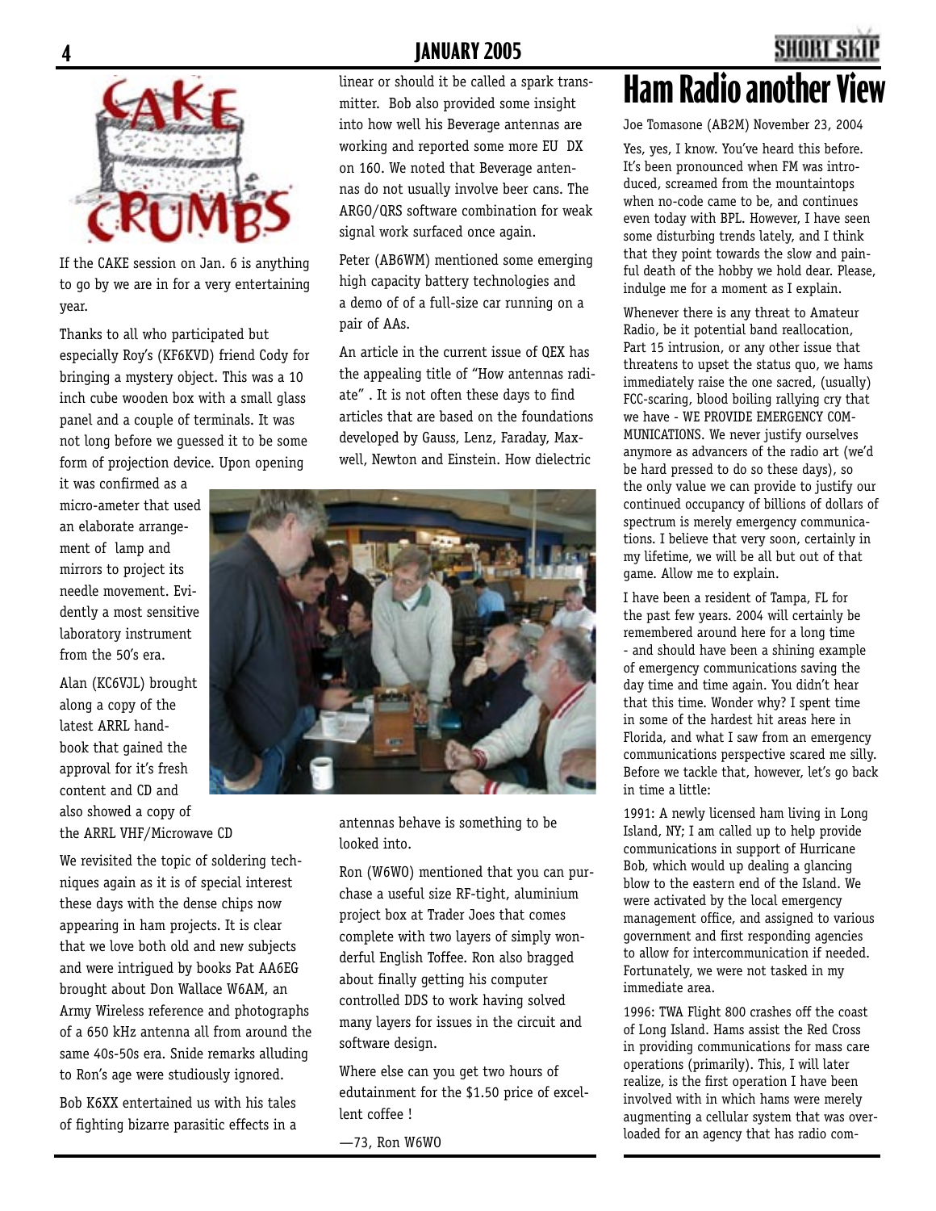# CAKE CRUMBS

If the CAKE session on Jan. 6 is anything to go by we are in for a very entertaining year.

Thanks to all who participated but especially Roy's (KF6KVD) friend Cody for bringing a mystery object. This was a 10 inch cube wooden box with a small glass panel and a couple of terminals. It was not long before we guessed it to be some form of projection device. Upon opening it was confirmed as a micro-ameter that used an elaborate arrangement of lamp and mirrors to project its needle movement. Evidently a most sensitive laboratory instrument from the 50's era.

Alan (KC6VJL) brought along a copy of the latest ARRL handbook that gained the approval for it's fresh content and CD and also showed a copy of the ARRL VHF/Microwave CD

We revisited the topic of soldering techniques again as it is of special interest these days with the dense chips now appearing in ham projects. It is clear that we love both old and new subjects and were intrigued by books Pat AA6EG brought about Don Wallace W6AM, an Army Wireless reference and photographs of a 650 kHz antenna all from around the same 40s-50s era. Snide remarks alluding to Ron's age were studiously ignored.

Bob K6XX entertained us with his tales of fighting bizarre parasitic effects in a linear or should it be called a spark transmitter. Bob also provided some insight into how well his Beverage antennas are working and reported some more EU DX on 160. We noted that Beverage antennas do not usually involve beer cans. The ARGO/QRS software combination for weak signal work surfaced once again.

Peter (AB6WM) mentioned some emerging high capacity battery technologies and a demo of of a full-size car running on a pair of AAs.

An article in the current issue of QEX has the appealing title of "How antennas radiate" . It is not often these days to find articles that are based on the foundations developed by Gauss, Lenz, Faraday, Maxwell, Newton and Einstein. How dielectric antennas behave is something to be looked into.

Ron (W6WO) mentioned that you can purchase a useful size RF-tight, aluminium project box at Trader Joes that comes complete with two layers of simply wonderful English Toffee. Ron also bragged about finally getting his computer controlled DDS to work having solved many layers for issues in the circuit and software design.

Where else can you get two hours of edutainment for the $1.50 price of excellent coffee !

—73, Ron W6WO

# Ham Radio another View

Joe Tomasone (AB2M) November 23, 2004

Yes, yes, I know. You've heard this before. It's been pronounced when FM was introduced, screamed from the mountaintops when no-code came to be, and continues even today with BPL. However, I have seen some disturbing trends lately, and I think that they point towards the slow and painful death of the hobby we hold dear. Please, indulge me for a moment as I explain.

Whenever there is any threat to Amateur Radio, be it potential band reallocation, Part 15 intrusion, or any other issue that threatens to upset the status quo, we hams immediately raise the one sacred, (usually) FCC-scaring, blood boiling rallying cry that we have - WE PROVIDE EMERGENCY COMMUNICATIONS. We never justify ourselves anymore as advancers of the radio art (we'd be hard pressed to do so these days), so the only value we can provide to justify our continued occupancy of billions of dollars of spectrum is merely emergency communications. I believe that very soon, certainly in my lifetime, we will be all but out of that game. Allow me to explain.

I have been a resident of Tampa, FL for the past few years. 2004 will certainly be remembered around here for a long time - and should have been a shining example of emergency communications saving the day time and time again. You didn't hear that this time. Wonder why? I spent time in some of the hardest hit areas here in Florida, and what I saw from an emergency communications perspective scared me silly. Before we tackle that, however, let's go back in time a little:

1991: A newly licensed ham living in Long Island, NY; I am called up to help provide communications in support of Hurricane Bob, which would up dealing a glancing blow to the eastern end of the Island. We were activated by the local emergency management office, and assigned to various government and first responding agencies to allow for intercommunication if needed. Fortunately, we were not tasked in my immediate area.

1996: TWA Flight 800 crashes off the coast of Long Island. Hams assist the Red Cross in providing communications for mass care operations (primarily). This, I will later realize, is the first operation I have been involved with in which hams were merely augmenting a cellular system that was overloaded for an agency that has radio com-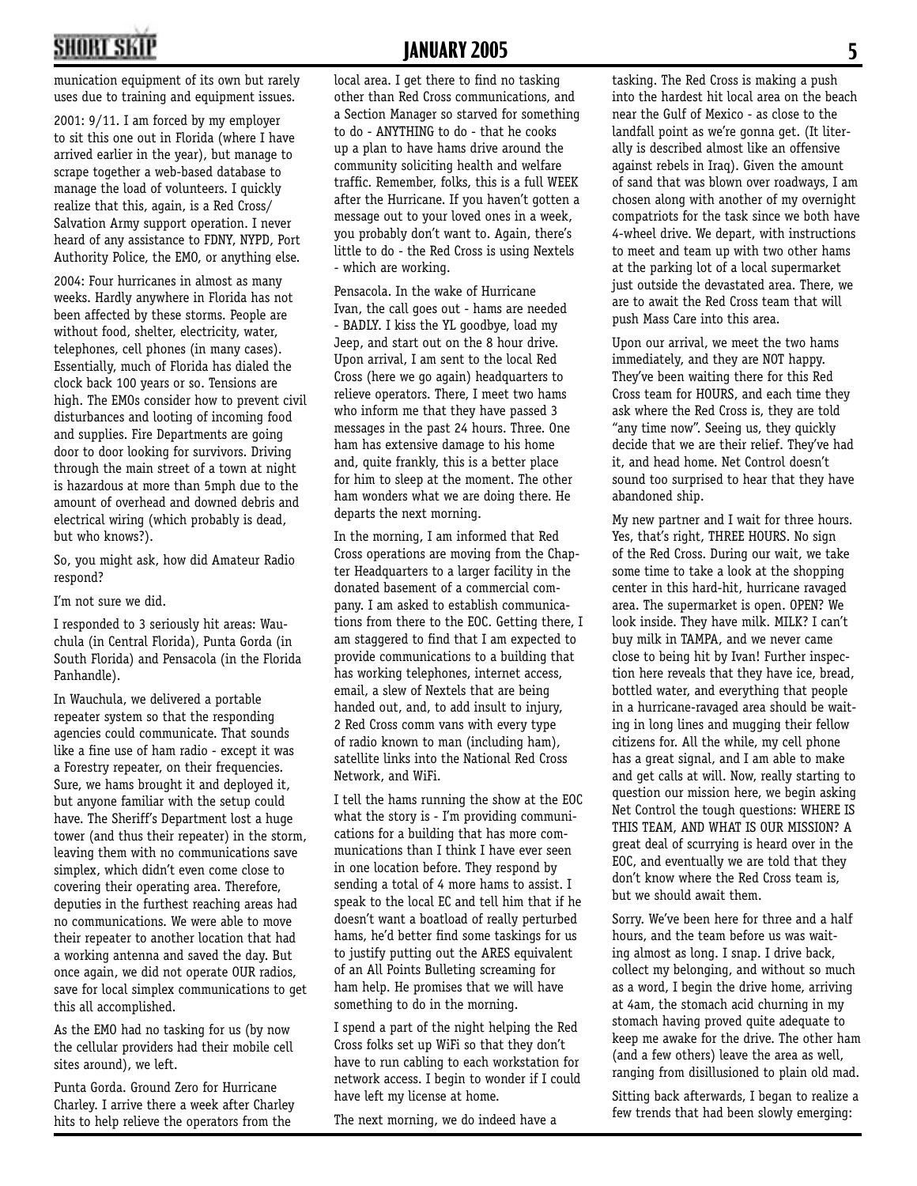munication equipment of its own but rarely uses due to training and equipment issues.

2001: 9/11. I am forced by my employer to sit this one out in Florida (where I have arrived earlier in the year), but manage to scrape together a web-based database to manage the load of volunteers. I quickly realize that this, again, is a Red Cross/ Salvation Army support operation. I never heard of any assistance to FDNY, NYPD, Port Authority Police, the EMO, or anything else.

2004: Four hurricanes in almost as many weeks. Hardly anywhere in Florida has not been affected by these storms. People are without food, shelter, electricity, water, telephones, cell phones (in many cases). Essentially, much of Florida has dialed the clock back 100 years or so. Tensions are high. The EMOs consider how to prevent civil disturbances and looting of incoming food and supplies. Fire Departments are going door to door looking for survivors. Driving through the main street of a town at night is hazardous at more than 5mph due to the amount of overhead and downed debris and electrical wiring (which probably is dead, but who knows?).

So, you might ask, how did Amateur Radio respond?

I'm not sure we did.

I responded to 3 seriously hit areas: Wauchula (in Central Florida), Punta Gorda (in South Florida) and Pensacola (in the Florida Panhandle).

In Wauchula, we delivered a portable repeater system so that the responding agencies could communicate. That sounds like a fine use of ham radio - except it was a Forestry repeater, on their frequencies. Sure, we hams brought it and deployed it, but anyone familiar with the setup could have. The Sheriff's Department lost a huge tower (and thus their repeater) in the storm, leaving them with no communications save simplex, which didn't even come close to covering their operating area. Therefore, deputies in the furthest reaching areas had no communications. We were able to move their repeater to another location that had a working antenna and saved the day. But once again, we did not operate OUR radios, save for local simplex communications to get this all accomplished.

As the EMO had no tasking for us (by now the cellular providers had their mobile cell sites around), we left.

Punta Gorda. Ground Zero for Hurricane Charley. I arrive there a week after Charley hits to help relieve the operators from the local area. I get there to find no tasking other than Red Cross communications, and a Section Manager so starved for something to do - ANYTHING to do - that he cooks up a plan to have hams drive around the community soliciting health and welfare traffic. Remember, folks, this is a full WEEK after the Hurricane. If you haven't gotten a message out to your loved ones in a week, you probably don't want to. Again, there's little to do - the Red Cross is using Nextels - which are working.

Pensacola. In the wake of Hurricane Ivan, the call goes out - hams are needed - BADLY. I kiss the YL goodbye, load my Jeep, and start out on the 8 hour drive. Upon arrival, I am sent to the local Red Cross (here we go again) headquarters to relieve operators. There, I meet two hams who inform me that they have passed 3 messages in the past 24 hours. Three. One ham has extensive damage to his home and, quite frankly, this is a better place for him to sleep at the moment. The other ham wonders what we are doing there. He departs the next morning.

In the morning, I am informed that Red Cross operations are moving from the Chapter Headquarters to a larger facility in the donated basement of a commercial company. I am asked to establish communications from there to the EOC. Getting there, I am staggered to find that I am expected to provide communications to a building that has working telephones, internet access, email, a slew of Nextels that are being handed out, and, to add insult to injury, 2 Red Cross comm vans with every type of radio known to man (including ham), satellite links into the National Red Cross Network, and WiFi.

I tell the hams running the show at the EOC what the story is - I'm providing communications for a building that has more communications than I think I have ever seen in one location before. They respond by sending a total of 4 more hams to assist. I speak to the local EC and tell him that if he doesn't want a boatload of really perturbed hams, he'd better find some taskings for us to justify putting out the ARES equivalent of an All Points Bulleting screaming for ham help. He promises that we will have something to do in the morning.

I spend a part of the night helping the Red Cross folks set up WiFi so that they don't have to run cabling to each workstation for network access. I begin to wonder if I could have left my license at home.

The next morning, we do indeed have a tasking. The Red Cross is making a push into the hardest hit local area on the beach near the Gulf of Mexico - as close to the landfall point as we're gonna get. (It literally is described almost like an offensive against rebels in Iraq). Given the amount of sand that was blown over roadways, I am chosen along with another of my overnight compatriots for the task since we both have 4-wheel drive. We depart, with instructions to meet and team up with two other hams at the parking lot of a local supermarket just outside the devastated area. There, we are to await the Red Cross team that will push Mass Care into this area.

Upon our arrival, we meet the two hams immediately, and they are NOT happy. They've been waiting there for this Red Cross team for HOURS, and each time they ask where the Red Cross is, they are told "any time now". Seeing us, they quickly decide that we are their relief. They've had it, and head home. Net Control doesn't sound too surprised to hear that they have abandoned ship.

My new partner and I wait for three hours. Yes, that's right, THREE HOURS. No sign of the Red Cross. During our wait, we take some time to take a look at the shopping center in this hard-hit, hurricane ravaged area. The supermarket is open. OPEN? We look inside. They have milk. MILK? I can't buy milk in TAMPA, and we never came close to being hit by Ivan! Further inspection here reveals that they have ice, bread, bottled water, and everything that people in a hurricane-ravaged area should be waiting in long lines and mugging their fellow citizens for. All the while, my cell phone has a great signal, and I am able to make and get calls at will. Now, really starting to question our mission here, we begin asking Net Control the tough questions: WHERE IS THIS TEAM, AND WHAT IS OUR MISSION? A great deal of scurrying is heard over in the EOC, and eventually we are told that they don't know where the Red Cross team is, but we should await them.

Sorry. We've been here for three and a half hours, and the team before us was waiting almost as long. I snap. I drive back, collect my belonging, and without so much as a word, I begin the drive home, arriving at 4am, the stomach acid churning in my stomach having proved quite adequate to keep me awake for the drive. The other ham (and a few others) leave the area as well, ranging from disillusioned to plain old mad.

Sitting back afterwards, I began to realize a few trends that had been slowly emerging: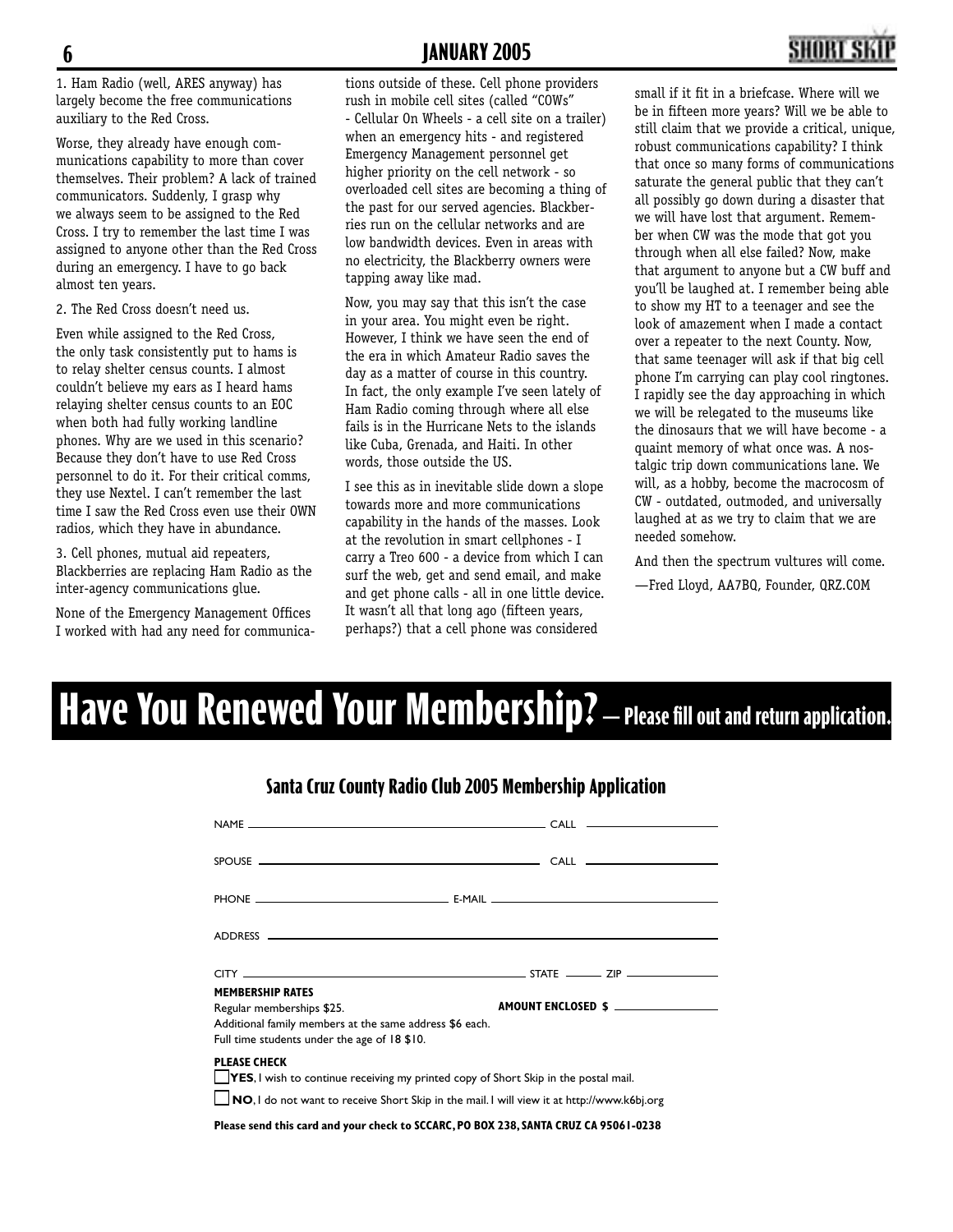1. Ham Radio (well, ARES anyway) has largely become the free communications auxiliary to the Red Cross.

Worse, they already have enough communications capability to more than cover themselves. Their problem? A lack of trained communicators. Suddenly, I grasp why we always seem to be assigned to the Red Cross. I try to remember the last time I was assigned to anyone other than the Red Cross during an emergency. I have to go back almost ten years.

2. The Red Cross doesn't need us.

Even while assigned to the Red Cross, the only task consistently put to hams is to relay shelter census counts. I almost couldn't believe my ears as I heard hams relaying shelter census counts to an EOC when both had fully working landline phones. Why are we used in this scenario? Because they don't have to use Red Cross personnel to do it. For their critical comms, they use Nextel. I can't remember the last time I saw the Red Cross even use their OWN radios, which they have in abundance.

3. Cell phones, mutual aid repeaters, Blackberries are replacing Ham Radio as the inter-agency communications glue.

None of the Emergency Management Offices I worked with had any need for communications outside of these. Cell phone providers rush in mobile cell sites (called "COWs" - Cellular On Wheels - a cell site on a trailer) when an emergency hits - and registered Emergency Management personnel get higher priority on the cell network - so overloaded cell sites are becoming a thing of the past for our served agencies. Blackberries run on the cellular networks and are low bandwidth devices. Even in areas with no electricity, the Blackberry owners were tapping away like mad.

Now, you may say that this isn't the case in your area. You might even be right. However, I think we have seen the end of the era in which Amateur Radio saves the day as a matter of course in this country. In fact, the only example I've seen lately of Ham Radio coming through where all else fails is in the Hurricane Nets to the islands like Cuba, Grenada, and Haiti. In other words, those outside the US.

I see this as in inevitable slide down a slope towards more and more communications capability in the hands of the masses. Look at the revolution in smart cellphones - I carry a Treo 600 - a device from which I can surf the web, get and send email, and make and get phone calls - all in one little device. It wasn't all that long ago (fifteen years, perhaps?) that a cell phone was considered small if it fit in a briefcase. Where will we be in fifteen more years? Will we be able to still claim that we provide a critical, unique, robust communications capability? I think that once so many forms of communications saturate the general public that they can't all possibly go down during a disaster that we will have lost that argument. Remember when CW was the mode that got you through when all else failed? Now, make that argument to anyone but a CW buff and you'll be laughed at. I remember being able to show my HT to a teenager and see the look of amazement when I made a contact over a repeater to the next County. Now, that same teenager will ask if that big cell phone I'm carrying can play cool ringtones. I rapidly see the day approaching in which we will be relegated to the museums like the dinosaurs that we will have become - a quaint memory of what once was. A nostalgic trip down communications lane. We will, as a hobby, become the macrocosm of CW - outdated, outmoded, and universally laughed at as we try to claim that we are needed somehow.

And then the spectrum vultures will come.

—Fred Lloyd, AA7BQ, Founder, QRZ.COM

# Have You Renewed Your Membership? — Please fill out and return application.

## Santa Cruz County Radio Club 2005 Membership Application

NAME ______________________ CALL __________

SPOUSE ______________________ CALL __________

PHONE ______________ E-MAIL ______________________

ADDRESS ______________________________________

CITY ______________________ STATE ______ ZIP __________

**MEMBERSHIP RATES**

Regular memberships $25.

Additional family members at the same address $6 each.

Full time students under the age of 18 $10.

**AMOUNT ENCLOSED $** __________

**PLEASE CHECK**

☐ **YES**, I wish to continue receiving my printed copy of Short Skip in the postal mail.

☐ **NO**, I do not want to receive Short Skip in the mail. I will view it at http://www.k6bj.org

**Please send this card and your check to SCCARC, PO BOX 238, SANTA CRUZ CA 95061-0238**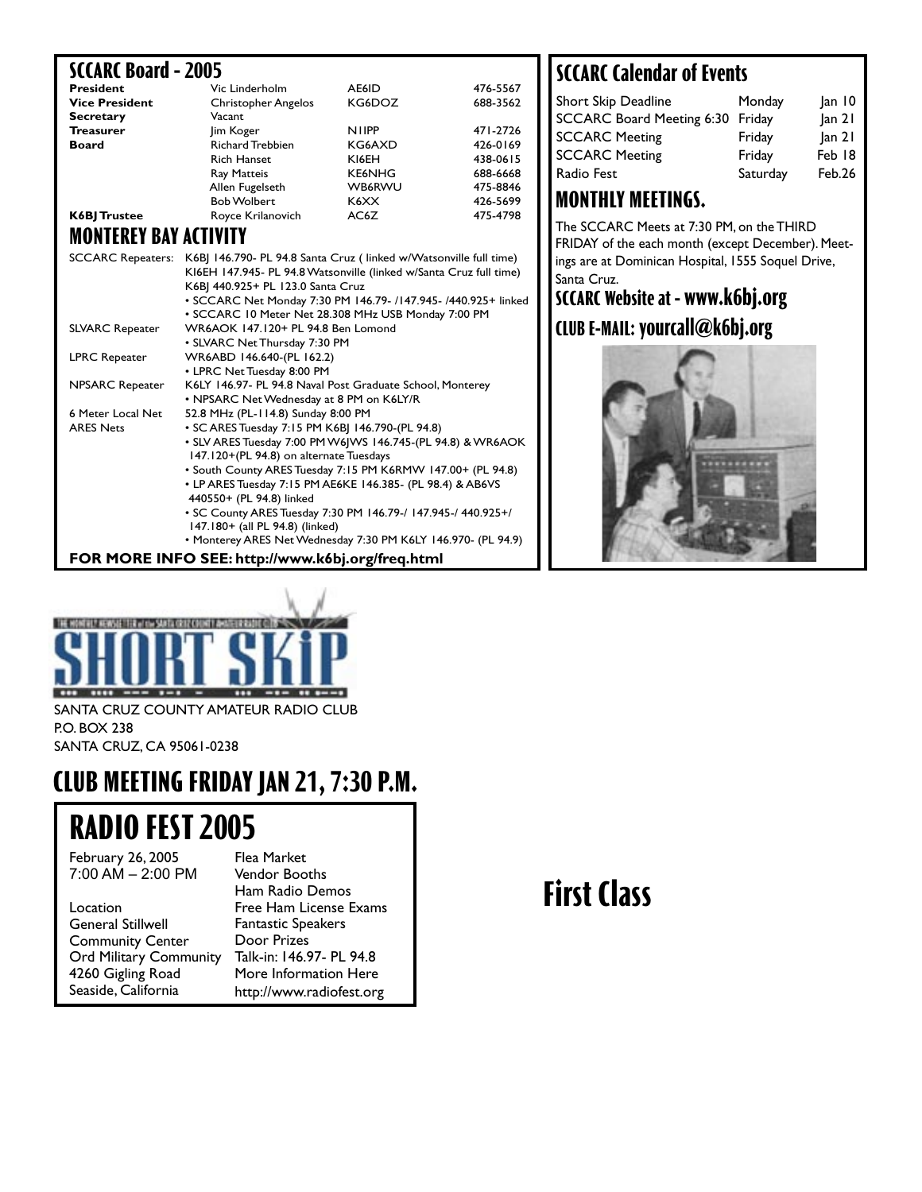## SCCARC Board - 2005

| | | | |
|---|---|---|---|
| **President** | Vic Linderholm | AE6ID | 476-5567 |
| **Vice President** | Christopher Angelos | KG6DOZ | 688-3562 |
| **Secretary** | Vacant | | |
| **Treasurer** | Jim Koger | N1IPP | 471-2726 |
| **Board** | Richard Trebbien | KG6AXD | 426-0169 |
| | Rich Hanset | KI6EH | 438-0615 |
| | Ray Matteis | KE6NHG | 688-6668 |
| | Allen Fugelseth | WB6RWU | 475-8846 |
| | Bob Wolbert | K6XX | 426-5699 |
| **K6BJ Trustee** | Royce Krilanovich | AC6Z | 475-4798 |

## MONTEREY BAY ACTIVITY

| | |
|---|---|
| SCCARC Repeaters: | K6BJ 146.790- PL 94.8 Santa Cruz ( linked w/Watsonville full time)<br>KI6EH 147.945- PL 94.8 Watsonville (linked w/Santa Cruz full time)<br>K6BJ 440.925+ PL 123.0 Santa Cruz<br>• SCCARC Net Monday 7:30 PM 146.79- /147.945- /440.925+ linked<br>• SCCARC 10 Meter Net 28.308 MHz USB Monday 7:00 PM |
| SLVARC Repeater | WR6AOK 147.120+ PL 94.8 Ben Lomond<br>• SLVARC Net Thursday 7:30 PM |
| LPRC Repeater | WR6ABD 146.640-(PL 162.2)<br>• LPRC Net Tuesday 8:00 PM |
| NPSARC Repeater | K6LY 146.97- PL 94.8 Naval Post Graduate School, Monterey<br>• NPSARC Net Wednesday at 8 PM on K6LY/R |
| 6 Meter Local Net | 52.8 MHz (PL-114.8) Sunday 8:00 PM |
| ARES Nets | • SC ARES Tuesday 7:15 PM K6BJ 146.790-(PL 94.8)<br>• SLV ARES Tuesday 7:00 PM W6JWS 146.745-(PL 94.8) & WR6AOK 147.120+(PL 94.8) on alternate Tuesdays<br>• South County ARES Tuesday 7:15 PM K6RMW 147.00+ (PL 94.8)<br>• LP ARES Tuesday 7:15 PM AE6KE 146.385- (PL 98.4) & AB6VS 440550+ (PL 94.8) linked<br>• SC County ARES Tuesday 7:30 PM 146.79-/ 147.945-/ 440.925+/ 147.180+ (all PL 94.8) (linked)<br>• Monterey ARES Net Wednesday 7:30 PM K6LY 146.970- (PL 94.9) |

**FOR MORE INFO SEE: http://www.k6bj.org/freq.html**

## SCCARC Calendar of Events

| | | |
|---|---|---|
| Short Skip Deadline | Monday | Jan 10 |
| SCCARC Board Meeting 6:30 | Friday | Jan 21 |
| SCCARC Meeting | Friday | Jan 21 |
| SCCARC Meeting | Friday | Feb 18 |
| Radio Fest | Saturday | Feb.26 |

## MONTHLY MEETINGS.

The SCCARC Meets at 7:30 PM, on the THIRD FRIDAY of the each month (except December). Meetings are at Dominican Hospital, 1555 Soquel Drive, Santa Cruz.

## SCCARC Website at - www.k6bj.org

## CLUB E-MAIL: yourcall@k6bj.org

THE MONTHLY NEWSLETTER of the SANTA CRUZ COUNTY AMATEUR RADIO CLUB

# SHORT SKIP

SANTA CRUZ COUNTY AMATEUR RADIO CLUB
P.O. BOX 238
SANTA CRUZ, CA 95061-0238

## CLUB MEETING FRIDAY JAN 21, 7:30 P.M.

# RADIO FEST 2005

February 26, 2005
7:00 AM – 2:00 PM

Location
General Stillwell
Community Center
Ord Military Community
4260 Gigling Road
Seaside, California

Flea Market
Vendor Booths
Ham Radio Demos
Free Ham License Exams
Fantastic Speakers
Door Prizes
Talk-in: 146.97- PL 94.8
More Information Here
http://www.radiofest.org

# First Class